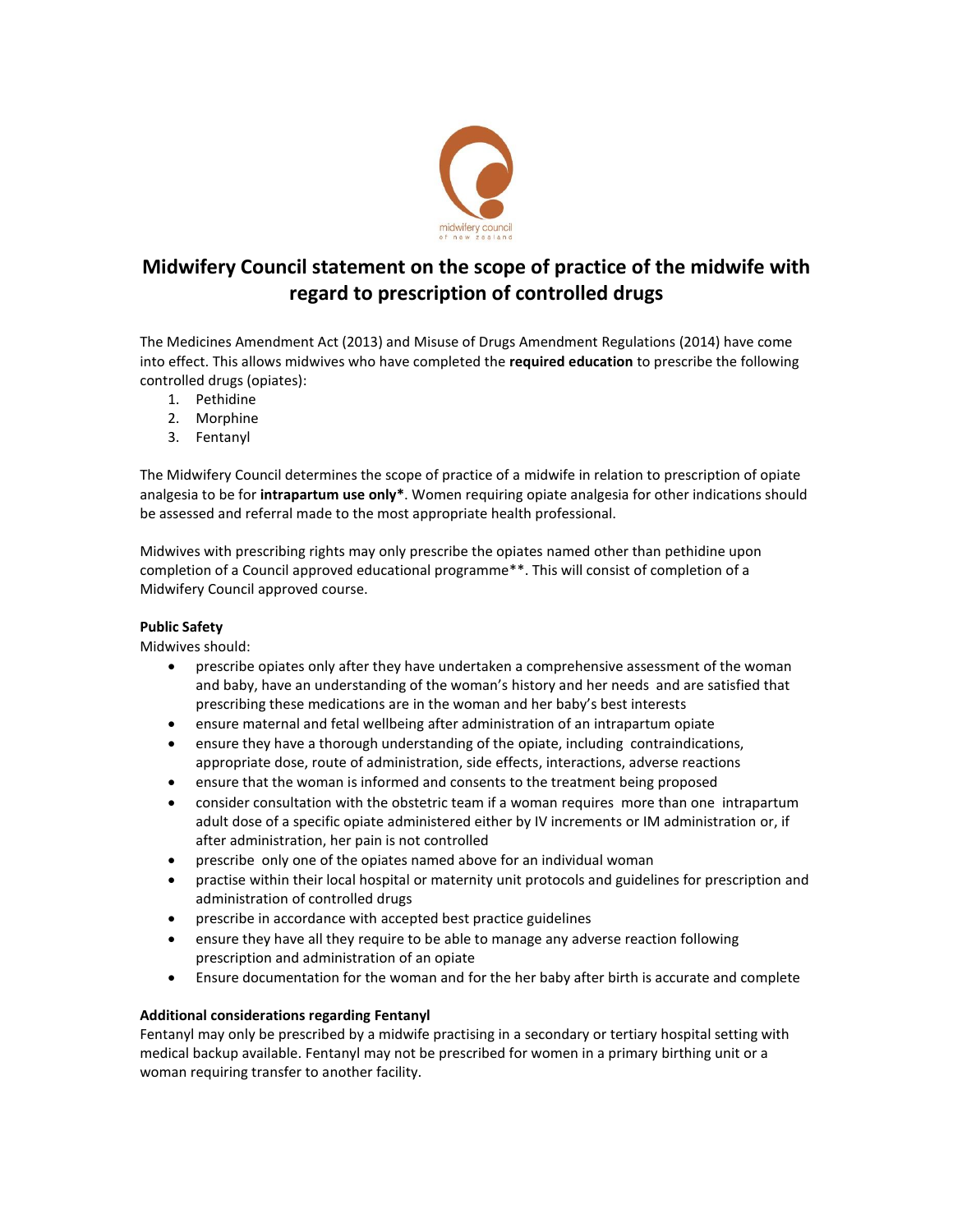# Midwifery Council statement on the scope of practice of the midwife with regard to prescription of controlled drugs

The Medicines Amendment Act (2013) and Misuse of Drugs Amendment Regulations (2014) have come into effect. This allows midwives who have completed the **required education** to prescribe the following controlled drugs (opiates):

1. Pethidine
2. Morphine
3. Fentanyl

The Midwifery Council determines the scope of practice of a midwife in relation to prescription of opiate analgesia to be for **intrapartum use only***. Women requiring opiate analgesia for other indications should be assessed and referral made to the most appropriate health professional.

Midwives with prescribing rights may only prescribe the opiates named other than pethidine upon completion of a Council approved educational programme**. This will consist of completion of a Midwifery Council approved course.

**Public Safety**

Midwives should:

- prescribe opiates only after they have undertaken a comprehensive assessment of the woman and baby, have an understanding of the woman's history and her needs and are satisfied that prescribing these medications are in the woman and her baby's best interests
- ensure maternal and fetal wellbeing after administration of an intrapartum opiate
- ensure they have a thorough understanding of the opiate, including contraindications, appropriate dose, route of administration, side effects, interactions, adverse reactions
- ensure that the woman is informed and consents to the treatment being proposed
- consider consultation with the obstetric team if a woman requires more than one intrapartum adult dose of a specific opiate administered either by IV increments or IM administration or, if after administration, her pain is not controlled
- prescribe only one of the opiates named above for an individual woman
- practise within their local hospital or maternity unit protocols and guidelines for prescription and administration of controlled drugs
- prescribe in accordance with accepted best practice guidelines
- ensure they have all they require to be able to manage any adverse reaction following prescription and administration of an opiate
- Ensure documentation for the woman and for the her baby after birth is accurate and complete

**Additional considerations regarding Fentanyl**

Fentanyl may only be prescribed by a midwife practising in a secondary or tertiary hospital setting with medical backup available. Fentanyl may not be prescribed for women in a primary birthing unit or a woman requiring transfer to another facility.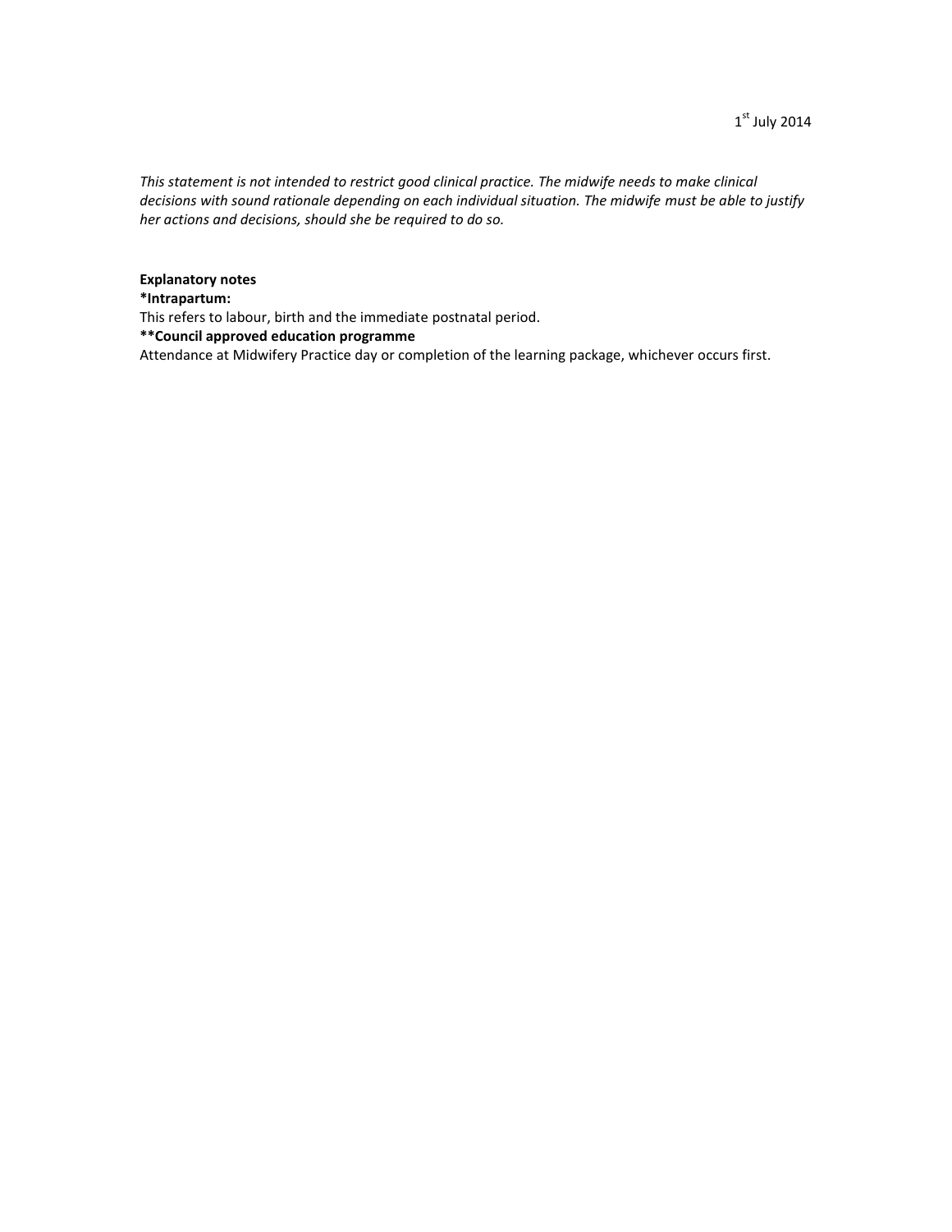1st July 2014

*This statement is not intended to restrict good clinical practice. The midwife needs to make clinical decisions with sound rationale depending on each individual situation. The midwife must be able to justify her actions and decisions, should she be required to do so.*

**Explanatory notes**

***Intrapartum:**

This refers to labour, birth and the immediate postnatal period.

****Council approved education programme**

Attendance at Midwifery Practice day or completion of the learning package, whichever occurs first.